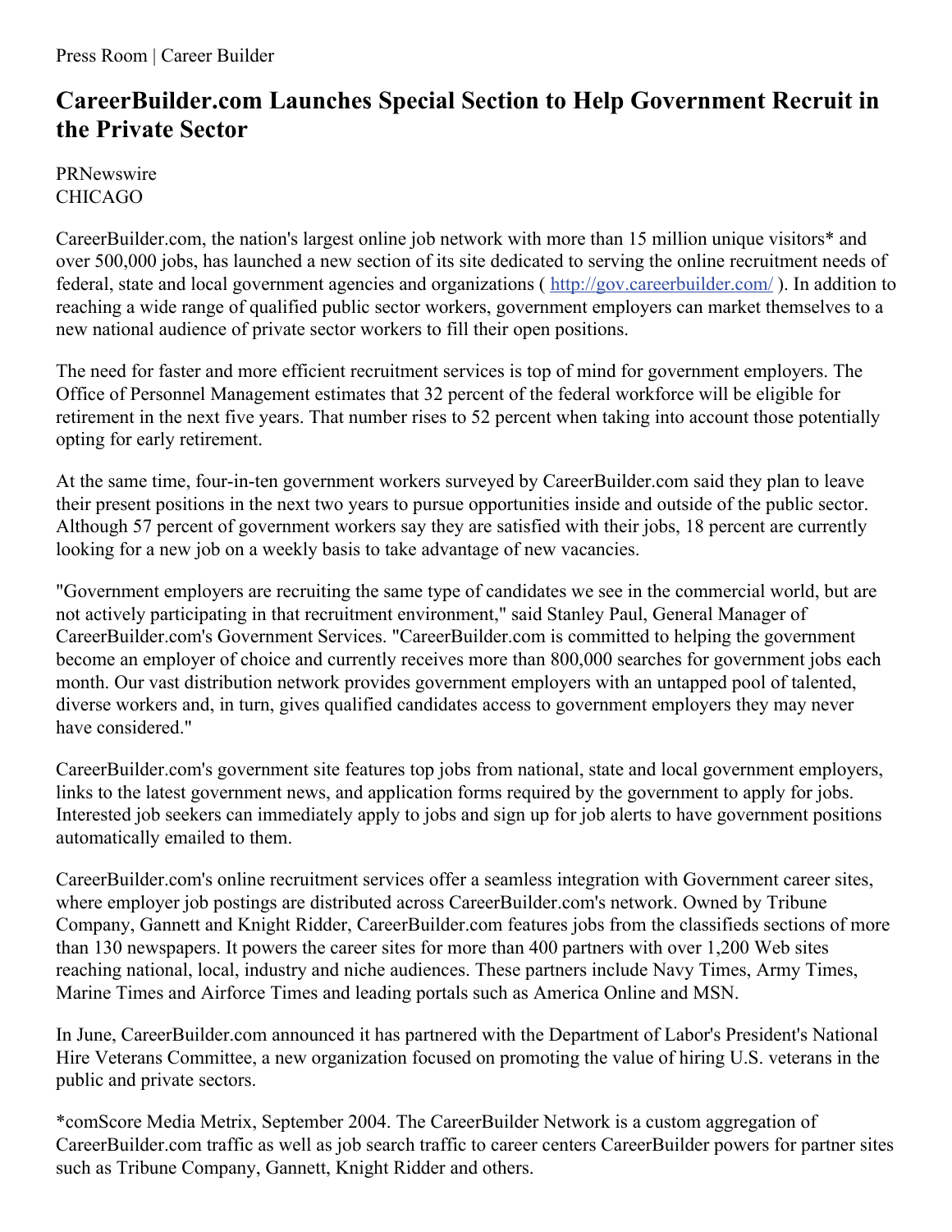Press Room | Career Builder

# CareerBuilder.com Launches Special Section to Help Government Recruit in the Private Sector

PRNewswire
CHICAGO

CareerBuilder.com, the nation's largest online job network with more than 15 million unique visitors* and over 500,000 jobs, has launched a new section of its site dedicated to serving the online recruitment needs of federal, state and local government agencies and organizations ( http://gov.careerbuilder.com/ ). In addition to reaching a wide range of qualified public sector workers, government employers can market themselves to a new national audience of private sector workers to fill their open positions.

The need for faster and more efficient recruitment services is top of mind for government employers. The Office of Personnel Management estimates that 32 percent of the federal workforce will be eligible for retirement in the next five years. That number rises to 52 percent when taking into account those potentially opting for early retirement.

At the same time, four-in-ten government workers surveyed by CareerBuilder.com said they plan to leave their present positions in the next two years to pursue opportunities inside and outside of the public sector. Although 57 percent of government workers say they are satisfied with their jobs, 18 percent are currently looking for a new job on a weekly basis to take advantage of new vacancies.

"Government employers are recruiting the same type of candidates we see in the commercial world, but are not actively participating in that recruitment environment," said Stanley Paul, General Manager of CareerBuilder.com's Government Services. "CareerBuilder.com is committed to helping the government become an employer of choice and currently receives more than 800,000 searches for government jobs each month. Our vast distribution network provides government employers with an untapped pool of talented, diverse workers and, in turn, gives qualified candidates access to government employers they may never have considered."

CareerBuilder.com's government site features top jobs from national, state and local government employers, links to the latest government news, and application forms required by the government to apply for jobs. Interested job seekers can immediately apply to jobs and sign up for job alerts to have government positions automatically emailed to them.

CareerBuilder.com's online recruitment services offer a seamless integration with Government career sites, where employer job postings are distributed across CareerBuilder.com's network. Owned by Tribune Company, Gannett and Knight Ridder, CareerBuilder.com features jobs from the classifieds sections of more than 130 newspapers. It powers the career sites for more than 400 partners with over 1,200 Web sites reaching national, local, industry and niche audiences. These partners include Navy Times, Army Times, Marine Times and Airforce Times and leading portals such as America Online and MSN.

In June, CareerBuilder.com announced it has partnered with the Department of Labor's President's National Hire Veterans Committee, a new organization focused on promoting the value of hiring U.S. veterans in the public and private sectors.

*comScore Media Metrix, September 2004. The CareerBuilder Network is a custom aggregation of CareerBuilder.com traffic as well as job search traffic to career centers CareerBuilder powers for partner sites such as Tribune Company, Gannett, Knight Ridder and others.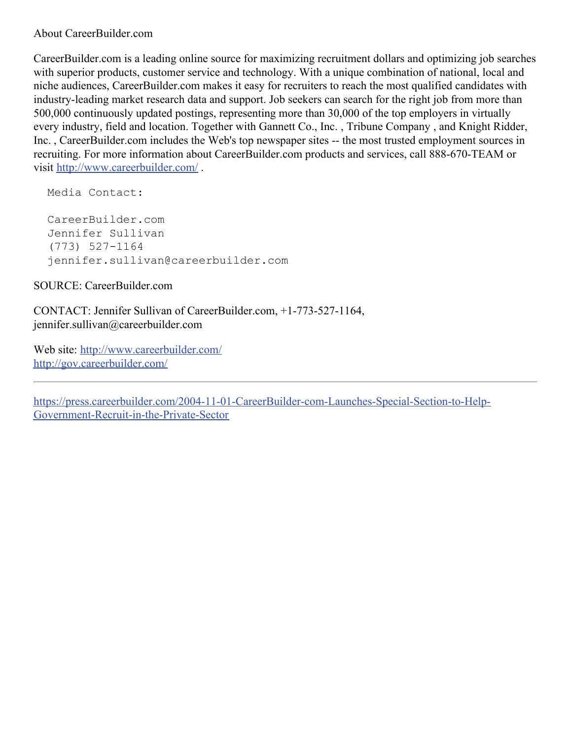About CareerBuilder.com

CareerBuilder.com is a leading online source for maximizing recruitment dollars and optimizing job searches with superior products, customer service and technology. With a unique combination of national, local and niche audiences, CareerBuilder.com makes it easy for recruiters to reach the most qualified candidates with industry-leading market research data and support. Job seekers can search for the right job from more than 500,000 continuously updated postings, representing more than 30,000 of the top employers in virtually every industry, field and location. Together with Gannett Co., Inc. , Tribune Company , and Knight Ridder, Inc. , CareerBuilder.com includes the Web's top newspaper sites -- the most trusted employment sources in recruiting. For more information about CareerBuilder.com products and services, call 888-670-TEAM or visit [http://www.careerbuilder.com/](http://www.careerbuilder.com/) .

```
Media Contact:

CareerBuilder.com
Jennifer Sullivan
(773) 527-1164
jennifer.sullivan@careerbuilder.com
```

SOURCE: CareerBuilder.com

CONTACT: Jennifer Sullivan of CareerBuilder.com, +1-773-527-1164, jennifer.sullivan@careerbuilder.com

Web site: [http://www.careerbuilder.com/](http://www.careerbuilder.com/)
[http://gov.careerbuilder.com/](http://gov.careerbuilder.com/)

---

[https://press.careerbuilder.com/2004-11-01-CareerBuilder-com-Launches-Special-Section-to-Help-Government-Recruit-in-the-Private-Sector](https://press.careerbuilder.com/2004-11-01-CareerBuilder-com-Launches-Special-Section-to-Help-Government-Recruit-in-the-Private-Sector)